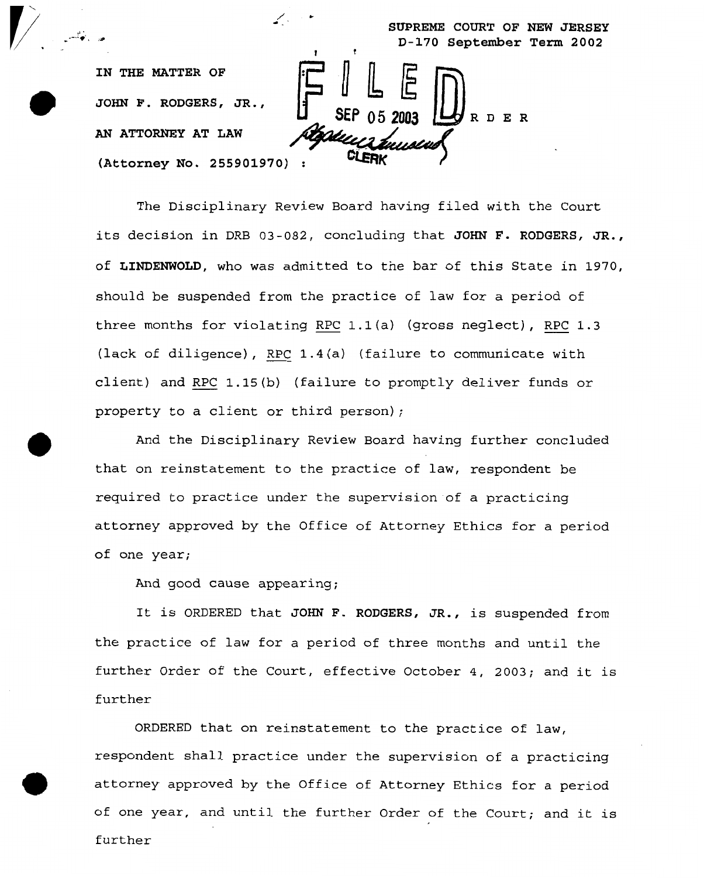SUPREME COURT OF NEW JERSEY
D-170 September Term 2002

IN THE MATTER OF

JOHN F. RODGERS, JR.,

AN ATTORNEY AT LAW

(Attorney No. 255901970) :

FILED
SEP 05 2003
CLERK

ORDER

The Disciplinary Review Board having filed with the Court its decision in DRB 03-082, concluding that **JOHN F. RODGERS, JR.**, of **LINDENWOLD**, who was admitted to the bar of this State in 1970, should be suspended from the practice of law for a period of three months for violating RPC 1.1(a) (gross neglect), RPC 1.3 (lack of diligence), RPC 1.4(a) (failure to communicate with client) and RPC 1.15(b) (failure to promptly deliver funds or property to a client or third person);

And the Disciplinary Review Board having further concluded that on reinstatement to the practice of law, respondent be required to practice under the supervision of a practicing attorney approved by the Office of Attorney Ethics for a period of one year;

And good cause appearing;

It is ORDERED that **JOHN F. RODGERS, JR.**, is suspended from the practice of law for a period of three months and until the further Order of the Court, effective October 4, 2003; and it is further

ORDERED that on reinstatement to the practice of law, respondent shall practice under the supervision of a practicing attorney approved by the Office of Attorney Ethics for a period of one year, and until the further Order of the Court; and it is further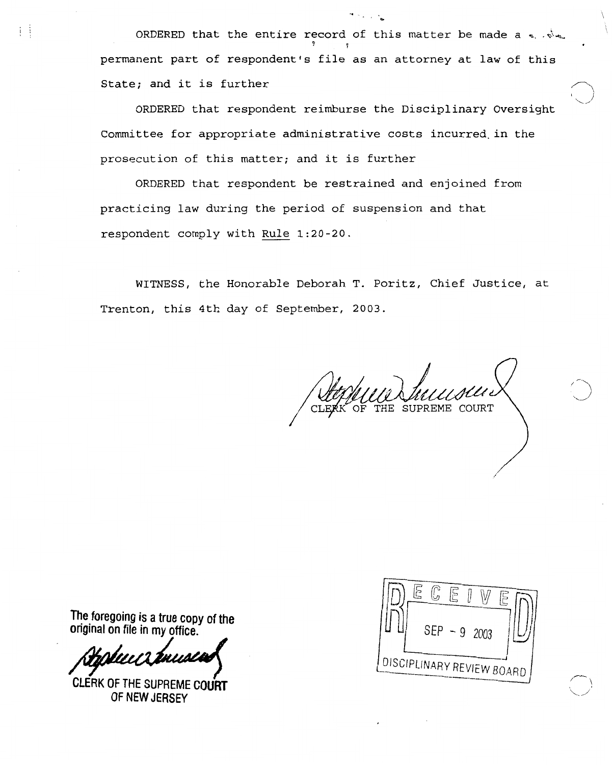ORDERED that the entire record of this matter be made a permanent part of respondent's file as an attorney at law of this State; and it is further

ORDERED that respondent reimburse the Disciplinary Oversight Committee for appropriate administrative costs incurred in the prosecution of this matter; and it is further

ORDERED that respondent be restrained and enjoined from practicing law during the period of suspension and that respondent comply with Rule 1:20-20.

WITNESS, the Honorable Deborah T. Poritz, Chief Justice, at Trenton, this 4th day of September, 2003.

CLERK OF THE SUPREME COURT

The foregoing is a true copy of the original on file in my office.

CLERK OF THE SUPREME COURT OF NEW JERSEY

RECEIVED
SEP - 9 2003
DISCIPLINARY REVIEW BOARD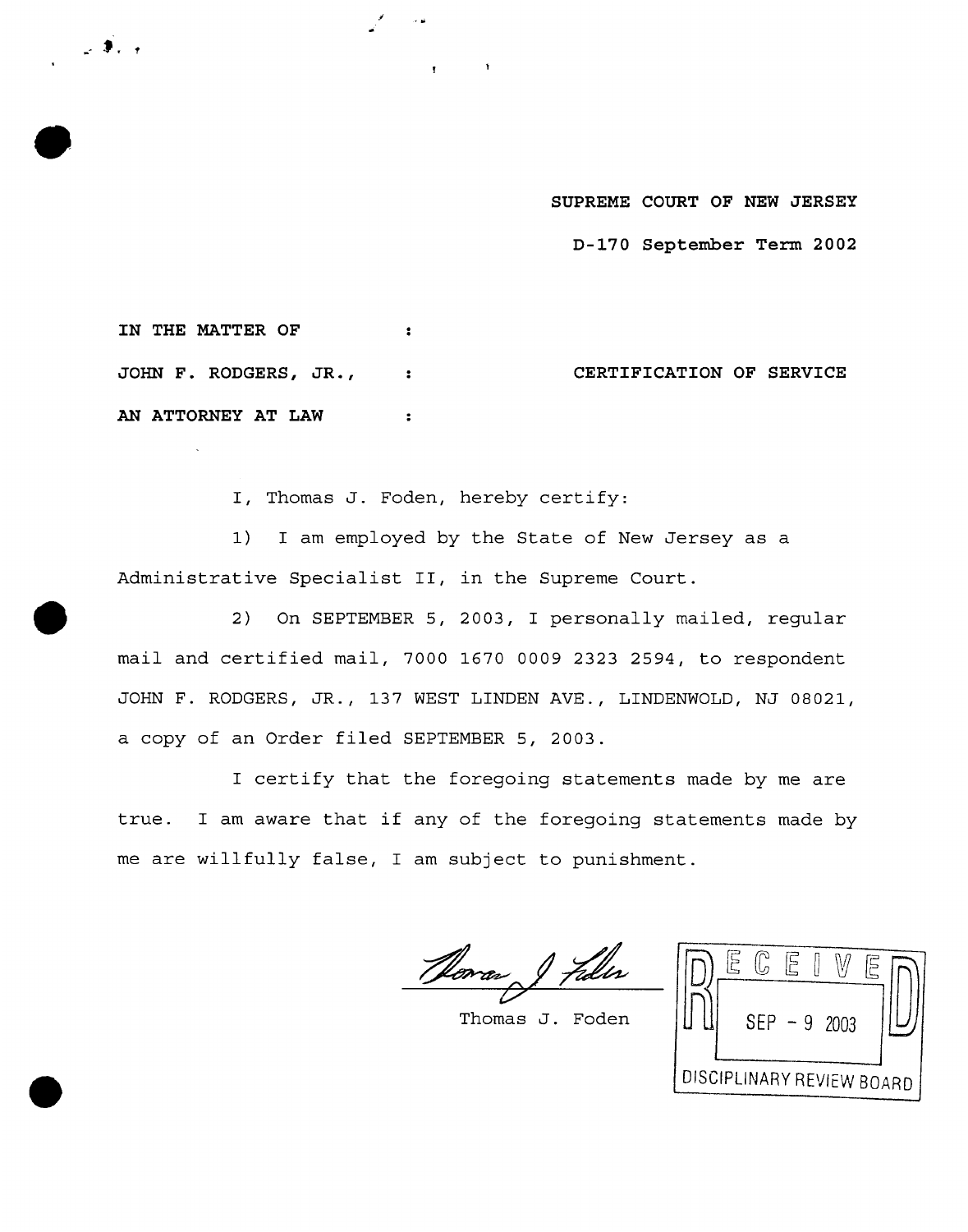SUPREME COURT OF NEW JERSEY

D-170 September Term 2002

IN THE MATTER OF :

JOHN F. RODGERS, JR., :

AN ATTORNEY AT LAW :

CERTIFICATION OF SERVICE

I, Thomas J. Foden, hereby certify:

1) I am employed by the State of New Jersey as a Administrative Specialist II, in the Supreme Court.

2) On SEPTEMBER 5, 2003, I personally mailed, regular mail and certified mail, 7000 1670 0009 2323 2594, to respondent JOHN F. RODGERS, JR., 137 WEST LINDEN AVE., LINDENWOLD, NJ 08021, a copy of an Order filed SEPTEMBER 5, 2003.

I certify that the foregoing statements made by me are true. I am aware that if any of the foregoing statements made by me are willfully false, I am subject to punishment.

Thomas J. Foden

RECEIVED
SEP - 9 2003
DISCIPLINARY REVIEW BOARD